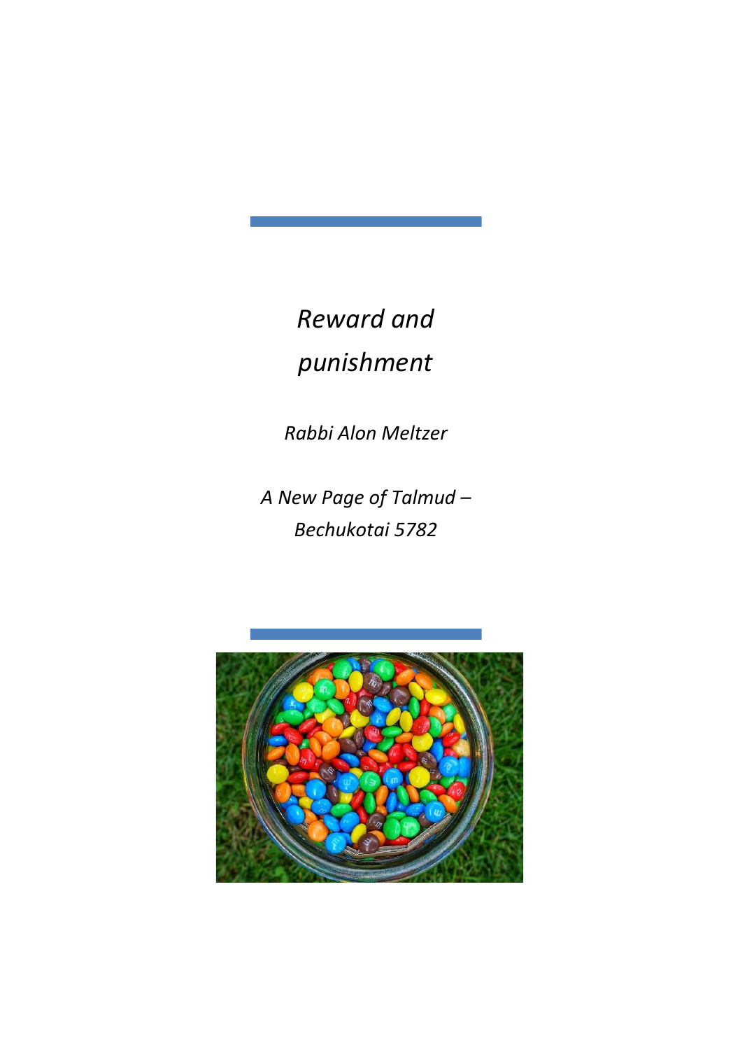# *Reward and punishment*

*Rabbi Alon Meltzer*

*A New Page of Talmud – Bechukotai 5782*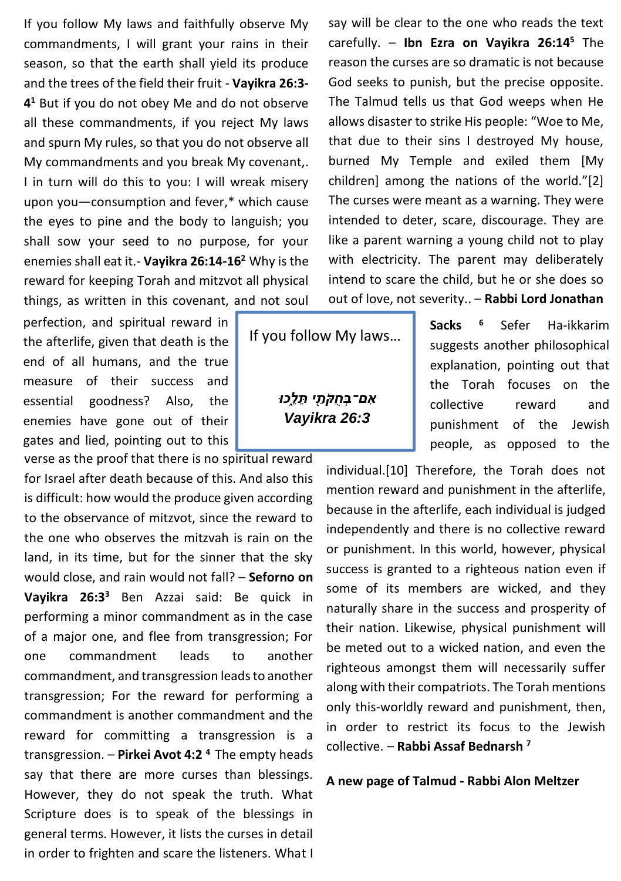If you follow My laws and faithfully observe My commandments, I will grant your rains in their season, so that the earth shall yield its produce and the trees of the field their fruit - **Vayikra 26:3-4**[1] But if you do not obey Me and do not observe all these commandments, if you reject My laws and spurn My rules, so that you do not observe all My commandments and you break My covenant,. I in turn will do this to you: I will wreak misery upon you—consumption and fever,* which cause the eyes to pine and the body to languish; you shall sow your seed to no purpose, for your enemies shall eat it.- **Vayikra 26:14-16**[2] Why is the reward for keeping Torah and mitzvot all physical things, as written in this covenant, and not soul perfection, and spiritual reward in the afterlife, given that death is the end of all humans, and the true measure of their success and essential goodness? Also, the enemies have gone out of their gates and lied, pointing out to this verse as the proof that there is no spiritual reward for Israel after death because of this. And also this is difficult: how would the produce given according to the observance of mitzvot, since the reward to the one who observes the mitzvah is rain on the land, in its time, but for the sinner that the sky would close, and rain would not fall? – **Seforno on Vayikra 26:3**[3] Ben Azzai said: Be quick in performing a minor commandment as in the case of a major one, and flee from transgression; For one commandment leads to another commandment, and transgression leads to another transgression; For the reward for performing a commandment is another commandment and the reward for committing a transgression is a transgression. – **Pirkei Avot 4:2** [4] The empty heads say that there are more curses than blessings. However, they do not speak the truth. What Scripture does is to speak of the blessings in general terms. However, it lists the curses in detail in order to frighten and scare the listeners. What I say will be clear to the one who reads the text carefully. – **Ibn Ezra on Vayikra 26:14**[5] The reason the curses are so dramatic is not because God seeks to punish, but the precise opposite. The Talmud tells us that God weeps when He allows disaster to strike His people: "Woe to Me, that due to their sins I destroyed My house, burned My Temple and exiled them [My children] among the nations of the world."[2] The curses were meant as a warning. They were intended to deter, scare, discourage. They are like a parent warning a young child not to play with electricity. The parent may deliberately intend to scare the child, but he or she does so out of love, not severity.. – **Rabbi Lord Jonathan Sacks** [6] Sefer Ha-ikkarim suggests another philosophical explanation, pointing out that the Torah focuses on the collective reward and punishment of the Jewish people, as opposed to the individual.[10] Therefore, the Torah does not mention reward and punishment in the afterlife, because in the afterlife, each individual is judged independently and there is no collective reward or punishment. In this world, however, physical success is granted to a righteous nation even if some of its members are wicked, and they naturally share in the success and prosperity of their nation. Likewise, physical punishment will be meted out to a wicked nation, and even the righteous amongst them will necessarily suffer along with their compatriots. The Torah mentions only this-worldly reward and punishment, then, in order to restrict its focus to the Jewish collective. – **Rabbi Assaf Bednarsh** [7]

If you follow My laws…

***אִם־בְּחֻקֹּתַ֖י תֵּלֵ֑כוּ***
***Vayikra 26:3***

**A new page of Talmud - Rabbi Alon Meltzer**